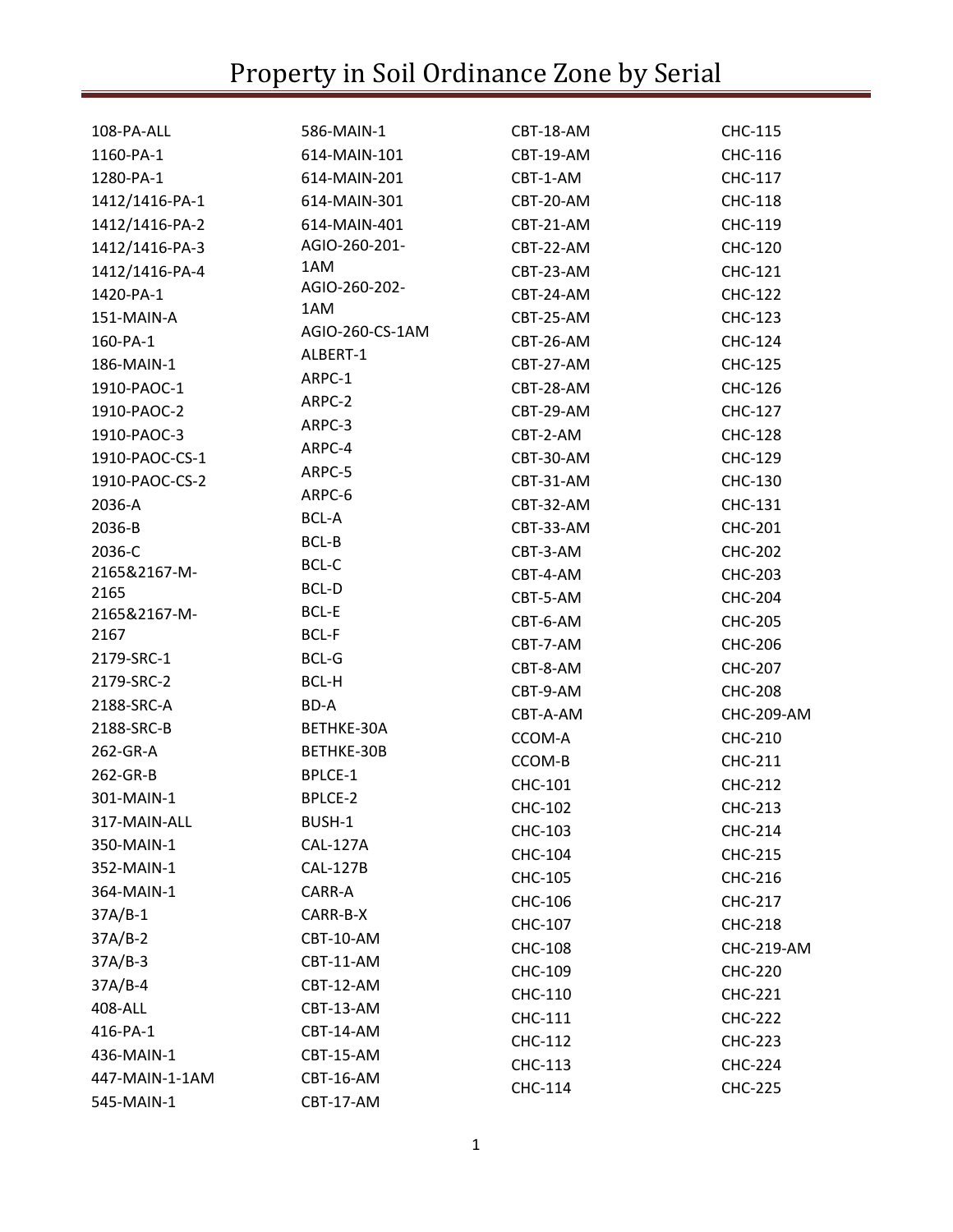# Property in Soil Ordinance Zone by Serial

108-PA-ALL
1160-PA-1
1280-PA-1
1412/1416-PA-1
1412/1416-PA-2
1412/1416-PA-3
1412/1416-PA-4
1420-PA-1
151-MAIN-A
160-PA-1
186-MAIN-1
1910-PAOC-1
1910-PAOC-2
1910-PAOC-3
1910-PAOC-CS-1
1910-PAOC-CS-2
2036-A
2036-B
2036-C
2165&2167-M-2165
2165&2167-M-2167
2179-SRC-1
2179-SRC-2
2188-SRC-A
2188-SRC-B
262-GR-A
262-GR-B
301-MAIN-1
317-MAIN-ALL
350-MAIN-1
352-MAIN-1
364-MAIN-1
37A/B-1
37A/B-2
37A/B-3
37A/B-4
408-ALL
416-PA-1
436-MAIN-1
447-MAIN-1-1AM
545-MAIN-1
586-MAIN-1
614-MAIN-101
614-MAIN-201
614-MAIN-301
614-MAIN-401
AGIO-260-201-1AM
AGIO-260-202-1AM
AGIO-260-CS-1AM
ALBERT-1
ARPC-1
ARPC-2
ARPC-3
ARPC-4
ARPC-5
ARPC-6
BCL-A
BCL-B
BCL-C
BCL-D
BCL-E
BCL-F
BCL-G
BCL-H
BD-A
BETHKE-30A
BETHKE-30B
BPLCE-1
BPLCE-2
BUSH-1
CAL-127A
CAL-127B
CARR-A
CARR-B-X
CBT-10-AM
CBT-11-AM
CBT-12-AM
CBT-13-AM
CBT-14-AM
CBT-15-AM
CBT-16-AM
CBT-17-AM
CBT-18-AM
CBT-19-AM
CBT-1-AM
CBT-20-AM
CBT-21-AM
CBT-22-AM
CBT-23-AM
CBT-24-AM
CBT-25-AM
CBT-26-AM
CBT-27-AM
CBT-28-AM
CBT-29-AM
CBT-2-AM
CBT-30-AM
CBT-31-AM
CBT-32-AM
CBT-33-AM
CBT-3-AM
CBT-4-AM
CBT-5-AM
CBT-6-AM
CBT-7-AM
CBT-8-AM
CBT-9-AM
CBT-A-AM
CCOM-A
CCOM-B
CHC-101
CHC-102
CHC-103
CHC-104
CHC-105
CHC-106
CHC-107
CHC-108
CHC-109
CHC-110
CHC-111
CHC-112
CHC-113
CHC-114
CHC-115
CHC-116
CHC-117
CHC-118
CHC-119
CHC-120
CHC-121
CHC-122
CHC-123
CHC-124
CHC-125
CHC-126
CHC-127
CHC-128
CHC-129
CHC-130
CHC-131
CHC-201
CHC-202
CHC-203
CHC-204
CHC-205
CHC-206
CHC-207
CHC-208
CHC-209-AM
CHC-210
CHC-211
CHC-212
CHC-213
CHC-214
CHC-215
CHC-216
CHC-217
CHC-218
CHC-219-AM
CHC-220
CHC-221
CHC-222
CHC-223
CHC-224
CHC-225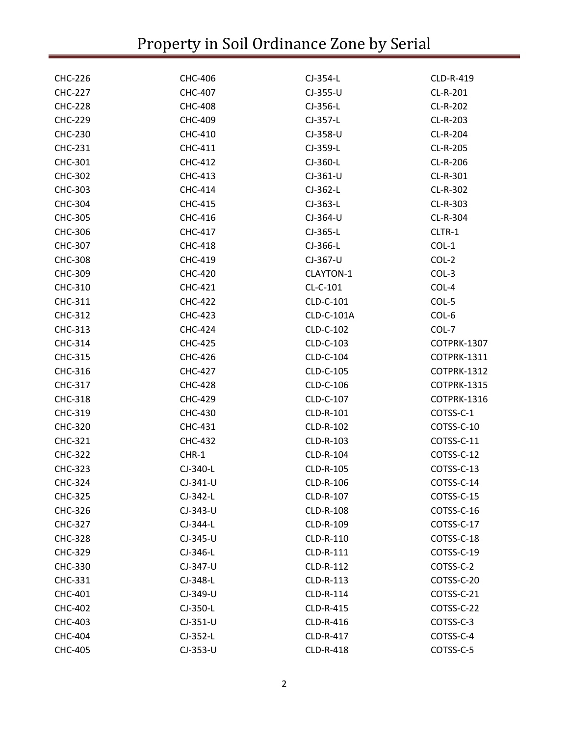# Property in Soil Ordinance Zone by Serial

CHC-226
CHC-227
CHC-228
CHC-229
CHC-230
CHC-231
CHC-301
CHC-302
CHC-303
CHC-304
CHC-305
CHC-306
CHC-307
CHC-308
CHC-309
CHC-310
CHC-311
CHC-312
CHC-313
CHC-314
CHC-315
CHC-316
CHC-317
CHC-318
CHC-319
CHC-320
CHC-321
CHC-322
CHC-323
CHC-324
CHC-325
CHC-326
CHC-327
CHC-328
CHC-329
CHC-330
CHC-331
CHC-401
CHC-402
CHC-403
CHC-404
CHC-405
CHC-406
CHC-407
CHC-408
CHC-409
CHC-410
CHC-411
CHC-412
CHC-413
CHC-414
CHC-415
CHC-416
CHC-417
CHC-418
CHC-419
CHC-420
CHC-421
CHC-422
CHC-423
CHC-424
CHC-425
CHC-426
CHC-427
CHC-428
CHC-429
CHC-430
CHC-431
CHC-432
CHR-1
CJ-340-L
CJ-341-U
CJ-342-L
CJ-343-U
CJ-344-L
CJ-345-U
CJ-346-L
CJ-347-U
CJ-348-L
CJ-349-U
CJ-350-L
CJ-351-U
CJ-352-L
CJ-353-U
CJ-354-L
CJ-355-U
CJ-356-L
CJ-357-L
CJ-358-U
CJ-359-L
CJ-360-L
CJ-361-U
CJ-362-L
CJ-363-L
CJ-364-U
CJ-365-L
CJ-366-L
CJ-367-U
CLAYTON-1
CL-C-101
CLD-C-101
CLD-C-101A
CLD-C-102
CLD-C-103
CLD-C-104
CLD-C-105
CLD-C-106
CLD-C-107
CLD-R-101
CLD-R-102
CLD-R-103
CLD-R-104
CLD-R-105
CLD-R-106
CLD-R-107
CLD-R-108
CLD-R-109
CLD-R-110
CLD-R-111
CLD-R-112
CLD-R-113
CLD-R-114
CLD-R-415
CLD-R-416
CLD-R-417
CLD-R-418
CLD-R-419
CL-R-201
CL-R-202
CL-R-203
CL-R-204
CL-R-205
CL-R-206
CL-R-301
CL-R-302
CL-R-303
CL-R-304
CLTR-1
COL-1
COL-2
COL-3
COL-4
COL-5
COL-6
COL-7
COTPRK-1307
COTPRK-1311
COTPRK-1312
COTPRK-1315
COTPRK-1316
COTSS-C-1
COTSS-C-10
COTSS-C-11
COTSS-C-12
COTSS-C-13
COTSS-C-14
COTSS-C-15
COTSS-C-16
COTSS-C-17
COTSS-C-18
COTSS-C-19
COTSS-C-2
COTSS-C-20
COTSS-C-21
COTSS-C-22
COTSS-C-3
COTSS-C-4
COTSS-C-5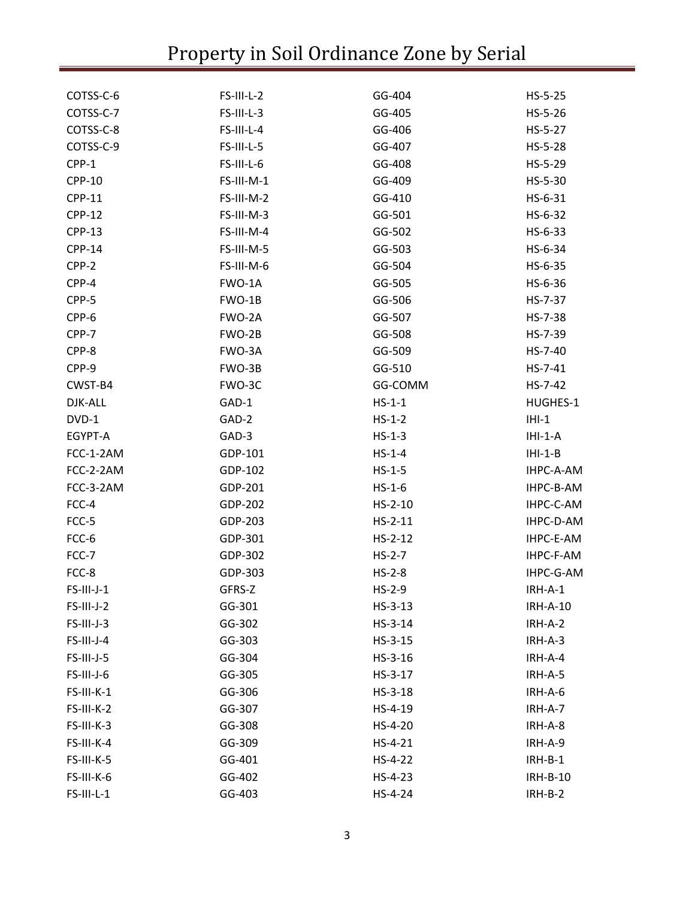COTSS-C-6
COTSS-C-7
COTSS-C-8
COTSS-C-9
CPP-1
CPP-10
CPP-11
CPP-12
CPP-13
CPP-14
CPP-2
CPP-4
CPP-5
CPP-6
CPP-7
CPP-8
CPP-9
CWST-B4
DJK-ALL
DVD-1
EGYPT-A
FCC-1-2AM
FCC-2-2AM
FCC-3-2AM
FCC-4
FCC-5
FCC-6
FCC-7
FCC-8
FS-III-J-1
FS-III-J-2
FS-III-J-3
FS-III-J-4
FS-III-J-5
FS-III-J-6
FS-III-K-1
FS-III-K-2
FS-III-K-3
FS-III-K-4
FS-III-K-5
FS-III-K-6
FS-III-L-1
FS-III-L-2
FS-III-L-3
FS-III-L-4
FS-III-L-5
FS-III-L-6
FS-III-M-1
FS-III-M-2
FS-III-M-3
FS-III-M-4
FS-III-M-5
FS-III-M-6
FWO-1A
FWO-1B
FWO-2A
FWO-2B
FWO-3A
FWO-3B
FWO-3C
GAD-1
GAD-2
GAD-3
GDP-101
GDP-102
GDP-201
GDP-202
GDP-203
GDP-301
GDP-302
GDP-303
GFRS-Z
GG-301
GG-302
GG-303
GG-304
GG-305
GG-306
GG-307
GG-308
GG-309
GG-401
GG-402
GG-403
GG-404
GG-405
GG-406
GG-407
GG-408
GG-409
GG-410
GG-501
GG-502
GG-503
GG-504
GG-505
GG-506
GG-507
GG-508
GG-509
GG-510
GG-COMM
HS-1-1
HS-1-2
HS-1-3
HS-1-4
HS-1-5
HS-1-6
HS-2-10
HS-2-11
HS-2-12
HS-2-7
HS-2-8
HS-2-9
HS-3-13
HS-3-14
HS-3-15
HS-3-16
HS-3-17
HS-3-18
HS-4-19
HS-4-20
HS-4-21
HS-4-22
HS-4-23
HS-4-24
HS-5-25
HS-5-26
HS-5-27
HS-5-28
HS-5-29
HS-5-30
HS-6-31
HS-6-32
HS-6-33
HS-6-34
HS-6-35
HS-6-36
HS-7-37
HS-7-38
HS-7-39
HS-7-40
HS-7-41
HS-7-42
HUGHES-1
IHI-1
IHI-1-A
IHI-1-B
IHPC-A-AM
IHPC-B-AM
IHPC-C-AM
IHPC-D-AM
IHPC-E-AM
IHPC-F-AM
IHPC-G-AM
IRH-A-1
IRH-A-10
IRH-A-2
IRH-A-3
IRH-A-4
IRH-A-5
IRH-A-6
IRH-A-7
IRH-A-8
IRH-A-9
IRH-B-1
IRH-B-10
IRH-B-2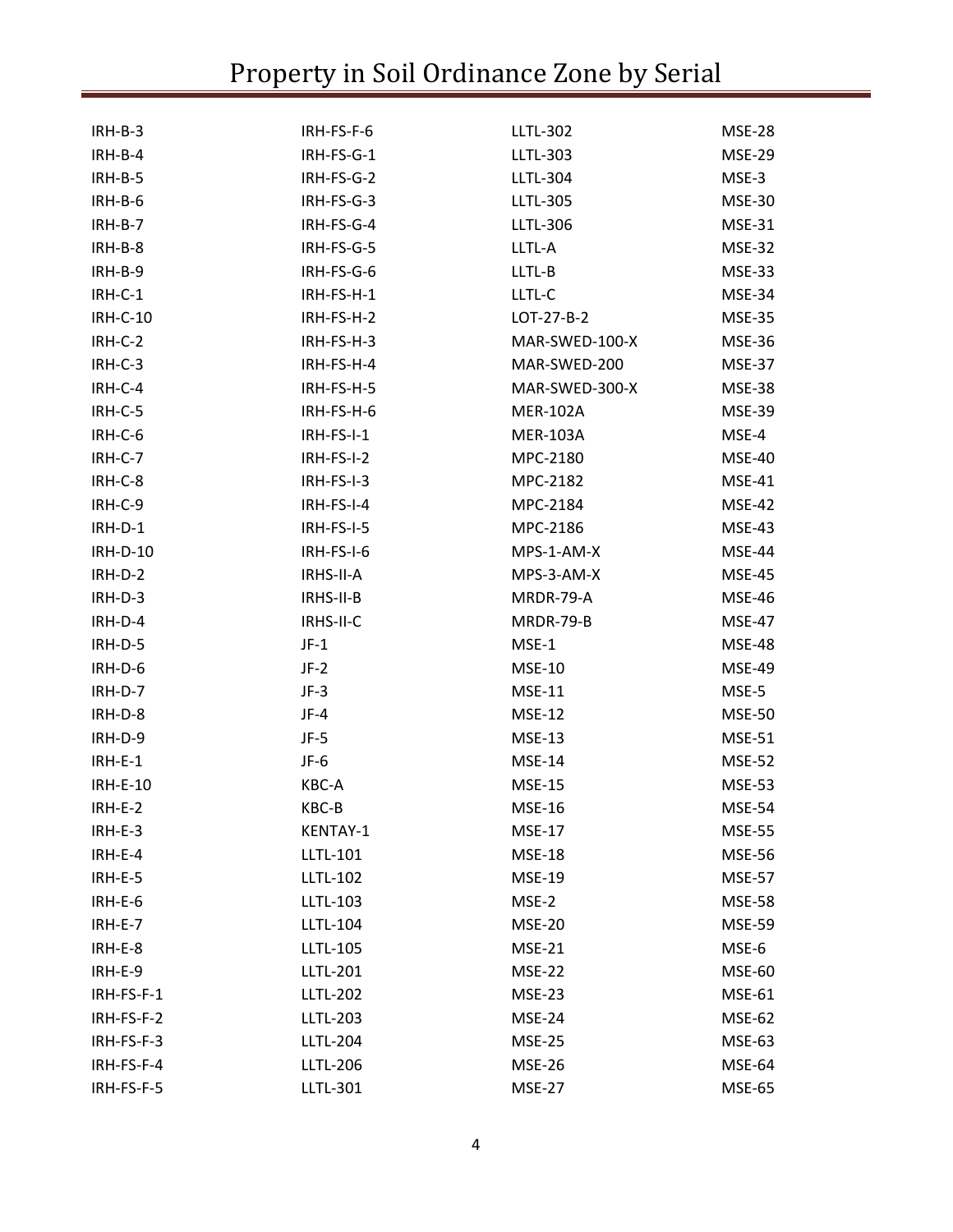IRH-B-3
IRH-B-4
IRH-B-5
IRH-B-6
IRH-B-7
IRH-B-8
IRH-B-9
IRH-C-1
IRH-C-10
IRH-C-2
IRH-C-3
IRH-C-4
IRH-C-5
IRH-C-6
IRH-C-7
IRH-C-8
IRH-C-9
IRH-D-1
IRH-D-10
IRH-D-2
IRH-D-3
IRH-D-4
IRH-D-5
IRH-D-6
IRH-D-7
IRH-D-8
IRH-D-9
IRH-E-1
IRH-E-10
IRH-E-2
IRH-E-3
IRH-E-4
IRH-E-5
IRH-E-6
IRH-E-7
IRH-E-8
IRH-E-9
IRH-FS-F-1
IRH-FS-F-2
IRH-FS-F-3
IRH-FS-F-4
IRH-FS-F-5
IRH-FS-F-6
IRH-FS-G-1
IRH-FS-G-2
IRH-FS-G-3
IRH-FS-G-4
IRH-FS-G-5
IRH-FS-G-6
IRH-FS-H-1
IRH-FS-H-2
IRH-FS-H-3
IRH-FS-H-4
IRH-FS-H-5
IRH-FS-H-6
IRH-FS-I-1
IRH-FS-I-2
IRH-FS-I-3
IRH-FS-I-4
IRH-FS-I-5
IRH-FS-I-6
IRHS-II-A
IRHS-II-B
IRHS-II-C
JF-1
JF-2
JF-3
JF-4
JF-5
JF-6
KBC-A
KBC-B
KENTAY-1
LLTL-101
LLTL-102
LLTL-103
LLTL-104
LLTL-105
LLTL-201
LLTL-202
LLTL-203
LLTL-204
LLTL-206
LLTL-301
LLTL-302
LLTL-303
LLTL-304
LLTL-305
LLTL-306
LLTL-A
LLTL-B
LLTL-C
LOT-27-B-2
MAR-SWED-100-X
MAR-SWED-200
MAR-SWED-300-X
MER-102A
MER-103A
MPC-2180
MPC-2182
MPC-2184
MPC-2186
MPS-1-AM-X
MPS-3-AM-X
MRDR-79-A
MRDR-79-B
MSE-1
MSE-10
MSE-11
MSE-12
MSE-13
MSE-14
MSE-15
MSE-16
MSE-17
MSE-18
MSE-19
MSE-2
MSE-20
MSE-21
MSE-22
MSE-23
MSE-24
MSE-25
MSE-26
MSE-27
MSE-28
MSE-29
MSE-3
MSE-30
MSE-31
MSE-32
MSE-33
MSE-34
MSE-35
MSE-36
MSE-37
MSE-38
MSE-39
MSE-4
MSE-40
MSE-41
MSE-42
MSE-43
MSE-44
MSE-45
MSE-46
MSE-47
MSE-48
MSE-49
MSE-5
MSE-50
MSE-51
MSE-52
MSE-53
MSE-54
MSE-55
MSE-56
MSE-57
MSE-58
MSE-59
MSE-6
MSE-60
MSE-61
MSE-62
MSE-63
MSE-64
MSE-65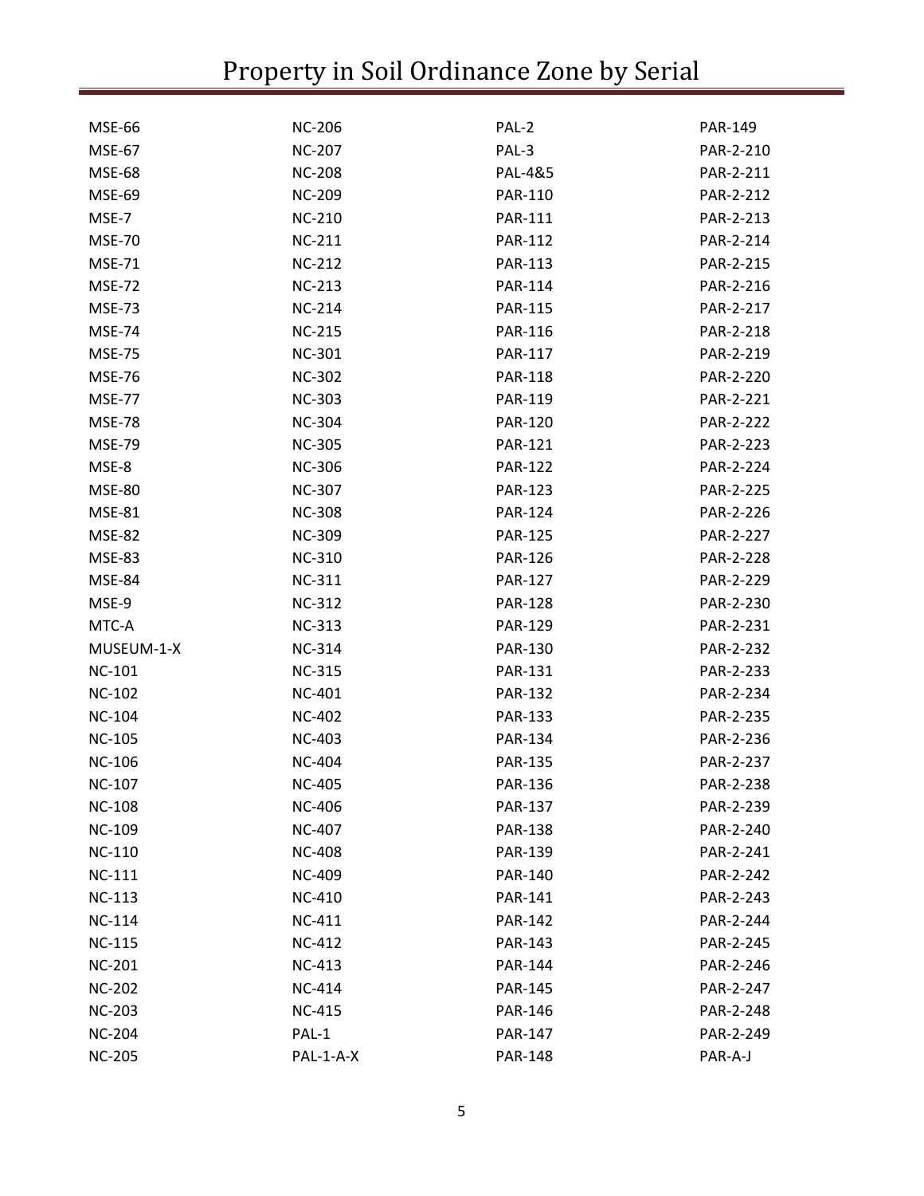# Property in Soil Ordinance Zone by Serial

MSE-66
MSE-67
MSE-68
MSE-69
MSE-7
MSE-70
MSE-71
MSE-72
MSE-73
MSE-74
MSE-75
MSE-76
MSE-77
MSE-78
MSE-79
MSE-8
MSE-80
MSE-81
MSE-82
MSE-83
MSE-84
MSE-9
MTC-A
MUSEUM-1-X
NC-101
NC-102
NC-104
NC-105
NC-106
NC-107
NC-108
NC-109
NC-110
NC-111
NC-113
NC-114
NC-115
NC-201
NC-202
NC-203
NC-204
NC-205
NC-206
NC-207
NC-208
NC-209
NC-210
NC-211
NC-212
NC-213
NC-214
NC-215
NC-301
NC-302
NC-303
NC-304
NC-305
NC-306
NC-307
NC-308
NC-309
NC-310
NC-311
NC-312
NC-313
NC-314
NC-315
NC-401
NC-402
NC-403
NC-404
NC-405
NC-406
NC-407
NC-408
NC-409
NC-410
NC-411
NC-412
NC-413
NC-414
NC-415
PAL-1
PAL-1-A-X
PAL-2
PAL-3
PAL-4&5
PAR-110
PAR-111
PAR-112
PAR-113
PAR-114
PAR-115
PAR-116
PAR-117
PAR-118
PAR-119
PAR-120
PAR-121
PAR-122
PAR-123
PAR-124
PAR-125
PAR-126
PAR-127
PAR-128
PAR-129
PAR-130
PAR-131
PAR-132
PAR-133
PAR-134
PAR-135
PAR-136
PAR-137
PAR-138
PAR-139
PAR-140
PAR-141
PAR-142
PAR-143
PAR-144
PAR-145
PAR-146
PAR-147
PAR-148
PAR-149
PAR-2-210
PAR-2-211
PAR-2-212
PAR-2-213
PAR-2-214
PAR-2-215
PAR-2-216
PAR-2-217
PAR-2-218
PAR-2-219
PAR-2-220
PAR-2-221
PAR-2-222
PAR-2-223
PAR-2-224
PAR-2-225
PAR-2-226
PAR-2-227
PAR-2-228
PAR-2-229
PAR-2-230
PAR-2-231
PAR-2-232
PAR-2-233
PAR-2-234
PAR-2-235
PAR-2-236
PAR-2-237
PAR-2-238
PAR-2-239
PAR-2-240
PAR-2-241
PAR-2-242
PAR-2-243
PAR-2-244
PAR-2-245
PAR-2-246
PAR-2-247
PAR-2-248
PAR-2-249
PAR-A-J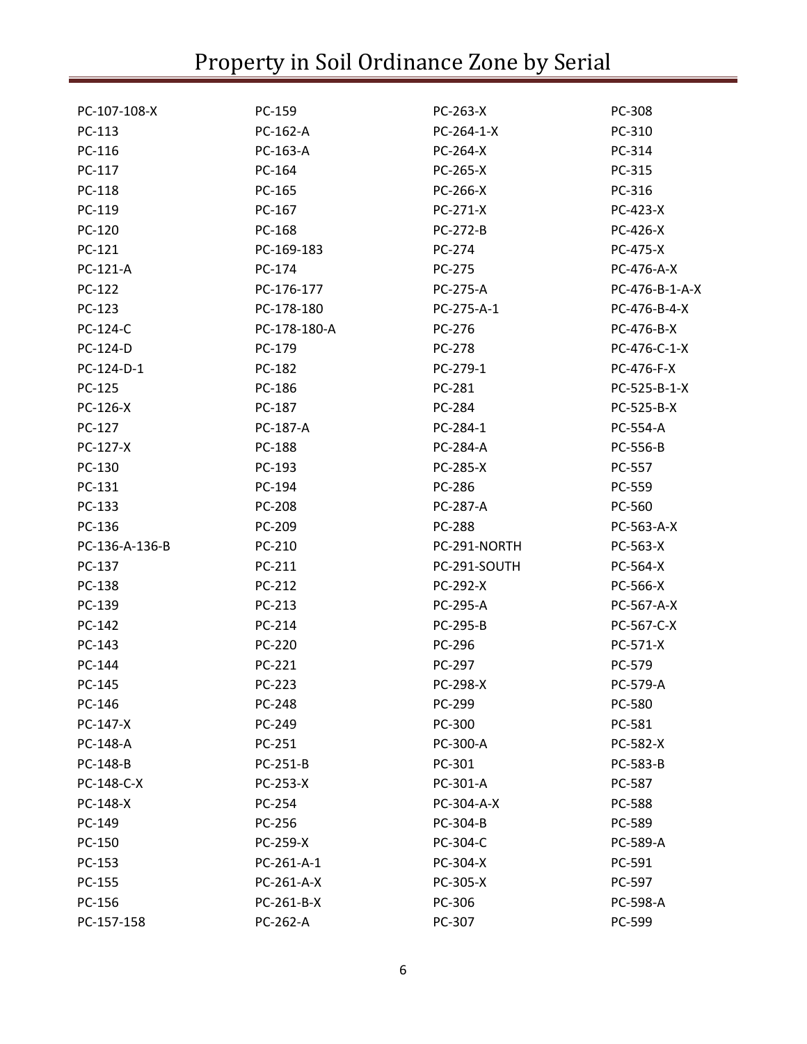# Property in Soil Ordinance Zone by Serial

PC-107-108-X
PC-113
PC-116
PC-117
PC-118
PC-119
PC-120
PC-121
PC-121-A
PC-122
PC-123
PC-124-C
PC-124-D
PC-124-D-1
PC-125
PC-126-X
PC-127
PC-127-X
PC-130
PC-131
PC-133
PC-136
PC-136-A-136-B
PC-137
PC-138
PC-139
PC-142
PC-143
PC-144
PC-145
PC-146
PC-147-X
PC-148-A
PC-148-B
PC-148-C-X
PC-148-X
PC-149
PC-150
PC-153
PC-155
PC-156
PC-157-158
PC-159
PC-162-A
PC-163-A
PC-164
PC-165
PC-167
PC-168
PC-169-183
PC-174
PC-176-177
PC-178-180
PC-178-180-A
PC-179
PC-182
PC-186
PC-187
PC-187-A
PC-188
PC-193
PC-194
PC-208
PC-209
PC-210
PC-211
PC-212
PC-213
PC-214
PC-220
PC-221
PC-223
PC-248
PC-249
PC-251
PC-251-B
PC-253-X
PC-254
PC-256
PC-259-X
PC-261-A-1
PC-261-A-X
PC-261-B-X
PC-262-A
PC-263-X
PC-264-1-X
PC-264-X
PC-265-X
PC-266-X
PC-271-X
PC-272-B
PC-274
PC-275
PC-275-A
PC-275-A-1
PC-276
PC-278
PC-279-1
PC-281
PC-284
PC-284-1
PC-284-A
PC-285-X
PC-286
PC-287-A
PC-288
PC-291-NORTH
PC-291-SOUTH
PC-292-X
PC-295-A
PC-295-B
PC-296
PC-297
PC-298-X
PC-299
PC-300
PC-300-A
PC-301
PC-301-A
PC-304-A-X
PC-304-B
PC-304-C
PC-304-X
PC-305-X
PC-306
PC-307
PC-308
PC-310
PC-314
PC-315
PC-316
PC-423-X
PC-426-X
PC-475-X
PC-476-A-X
PC-476-B-1-A-X
PC-476-B-4-X
PC-476-B-X
PC-476-C-1-X
PC-476-F-X
PC-525-B-1-X
PC-525-B-X
PC-554-A
PC-556-B
PC-557
PC-559
PC-560
PC-563-A-X
PC-563-X
PC-564-X
PC-566-X
PC-567-A-X
PC-567-C-X
PC-571-X
PC-579
PC-579-A
PC-580
PC-581
PC-582-X
PC-583-B
PC-587
PC-588
PC-589
PC-589-A
PC-591
PC-597
PC-598-A
PC-599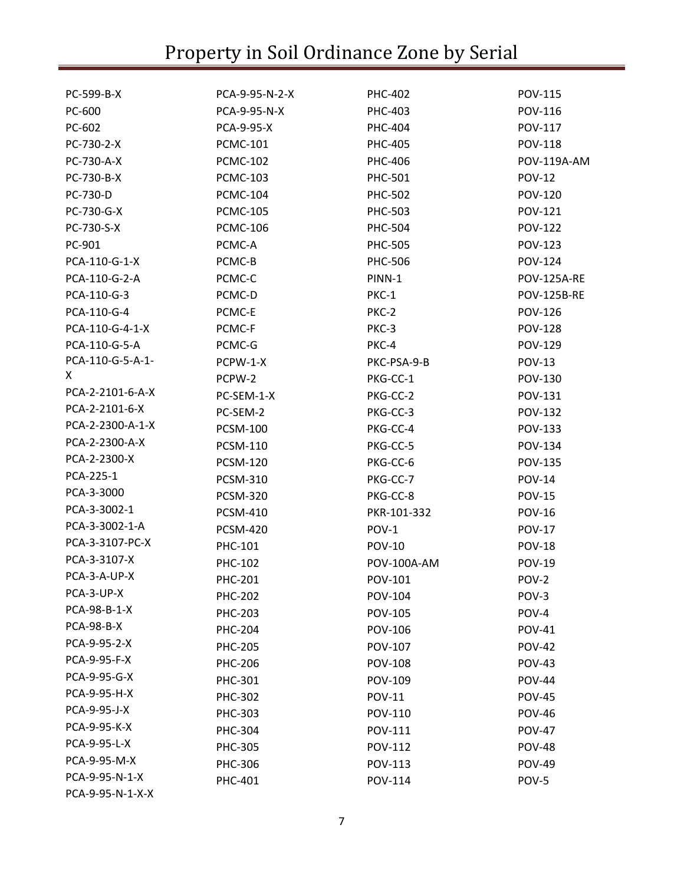# Property in Soil Ordinance Zone by Serial

PC-599-B-X
PC-600
PC-602
PC-730-2-X
PC-730-A-X
PC-730-B-X
PC-730-D
PC-730-G-X
PC-730-S-X
PC-901
PCA-110-G-1-X
PCA-110-G-2-A
PCA-110-G-3
PCA-110-G-4
PCA-110-G-4-1-X
PCA-110-G-5-A
PCA-110-G-5-A-1-X
PCA-2-2101-6-A-X
PCA-2-2101-6-X
PCA-2-2300-A-1-X
PCA-2-2300-A-X
PCA-2-2300-X
PCA-225-1
PCA-3-3000
PCA-3-3002-1
PCA-3-3002-1-A
PCA-3-3107-PC-X
PCA-3-3107-X
PCA-3-A-UP-X
PCA-3-UP-X
PCA-98-B-1-X
PCA-98-B-X
PCA-9-95-2-X
PCA-9-95-F-X
PCA-9-95-G-X
PCA-9-95-H-X
PCA-9-95-J-X
PCA-9-95-K-X
PCA-9-95-L-X
PCA-9-95-M-X
PCA-9-95-N-1-X
PCA-9-95-N-1-X-X
PCA-9-95-N-2-X
PCA-9-95-N-X
PCA-9-95-X
PCMC-101
PCMC-102
PCMC-103
PCMC-104
PCMC-105
PCMC-106
PCMC-A
PCMC-B
PCMC-C
PCMC-D
PCMC-E
PCMC-F
PCMC-G
PCPW-1-X
PCPW-2
PC-SEM-1-X
PC-SEM-2
PCSM-100
PCSM-110
PCSM-120
PCSM-310
PCSM-320
PCSM-410
PCSM-420
PHC-101
PHC-102
PHC-201
PHC-202
PHC-203
PHC-204
PHC-205
PHC-206
PHC-301
PHC-302
PHC-303
PHC-304
PHC-305
PHC-306
PHC-401
PHC-402
PHC-403
PHC-404
PHC-405
PHC-406
PHC-501
PHC-502
PHC-503
PHC-504
PHC-505
PHC-506
PINN-1
PKC-1
PKC-2
PKC-3
PKC-4
PKC-PSA-9-B
PKG-CC-1
PKG-CC-2
PKG-CC-3
PKG-CC-4
PKG-CC-5
PKG-CC-6
PKG-CC-7
PKG-CC-8
PKR-101-332
POV-1
POV-10
POV-100A-AM
POV-101
POV-104
POV-105
POV-106
POV-107
POV-108
POV-109
POV-11
POV-110
POV-111
POV-112
POV-113
POV-114
POV-115
POV-116
POV-117
POV-118
POV-119A-AM
POV-12
POV-120
POV-121
POV-122
POV-123
POV-124
POV-125A-RE
POV-125B-RE
POV-126
POV-128
POV-129
POV-13
POV-130
POV-131
POV-132
POV-133
POV-134
POV-135
POV-14
POV-15
POV-16
POV-17
POV-18
POV-19
POV-2
POV-3
POV-4
POV-41
POV-42
POV-43
POV-44
POV-45
POV-46
POV-47
POV-48
POV-49
POV-5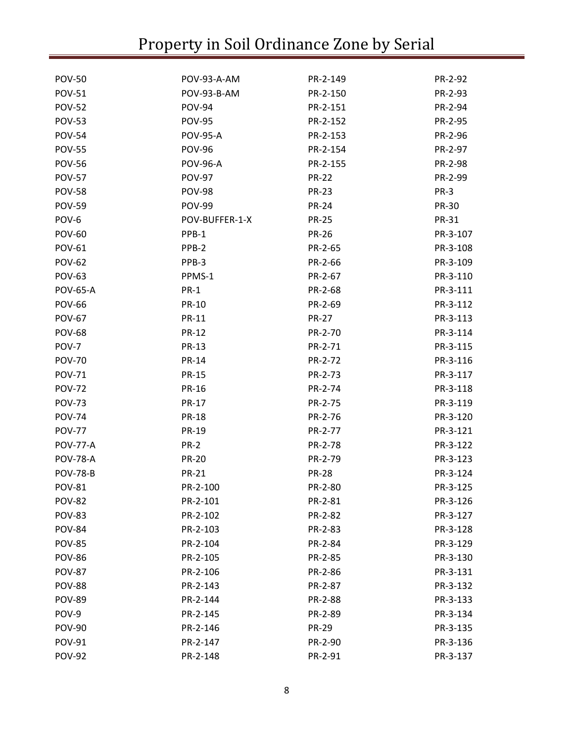# Property in Soil Ordinance Zone by Serial

POV-50
POV-51
POV-52
POV-53
POV-54
POV-55
POV-56
POV-57
POV-58
POV-59
POV-6
POV-60
POV-61
POV-62
POV-63
POV-65-A
POV-66
POV-67
POV-68
POV-7
POV-70
POV-71
POV-72
POV-73
POV-74
POV-77
POV-77-A
POV-78-A
POV-78-B
POV-81
POV-82
POV-83
POV-84
POV-85
POV-86
POV-87
POV-88
POV-89
POV-9
POV-90
POV-91
POV-92
POV-93-A-AM
POV-93-B-AM
POV-94
POV-95
POV-95-A
POV-96
POV-96-A
POV-97
POV-98
POV-99
POV-BUFFER-1-X
PPB-1
PPB-2
PPB-3
PPMS-1
PR-1
PR-10
PR-11
PR-12
PR-13
PR-14
PR-15
PR-16
PR-17
PR-18
PR-19
PR-2
PR-20
PR-21
PR-2-100
PR-2-101
PR-2-102
PR-2-103
PR-2-104
PR-2-105
PR-2-106
PR-2-143
PR-2-144
PR-2-145
PR-2-146
PR-2-147
PR-2-148
PR-2-149
PR-2-150
PR-2-151
PR-2-152
PR-2-153
PR-2-154
PR-2-155
PR-22
PR-23
PR-24
PR-25
PR-26
PR-2-65
PR-2-66
PR-2-67
PR-2-68
PR-2-69
PR-27
PR-2-70
PR-2-71
PR-2-72
PR-2-73
PR-2-74
PR-2-75
PR-2-76
PR-2-77
PR-2-78
PR-2-79
PR-28
PR-2-80
PR-2-81
PR-2-82
PR-2-83
PR-2-84
PR-2-85
PR-2-86
PR-2-87
PR-2-88
PR-2-89
PR-29
PR-2-90
PR-2-91
PR-2-92
PR-2-93
PR-2-94
PR-2-95
PR-2-96
PR-2-97
PR-2-98
PR-2-99
PR-3
PR-30
PR-31
PR-3-107
PR-3-108
PR-3-109
PR-3-110
PR-3-111
PR-3-112
PR-3-113
PR-3-114
PR-3-115
PR-3-116
PR-3-117
PR-3-118
PR-3-119
PR-3-120
PR-3-121
PR-3-122
PR-3-123
PR-3-124
PR-3-125
PR-3-126
PR-3-127
PR-3-128
PR-3-129
PR-3-130
PR-3-131
PR-3-132
PR-3-133
PR-3-134
PR-3-135
PR-3-136
PR-3-137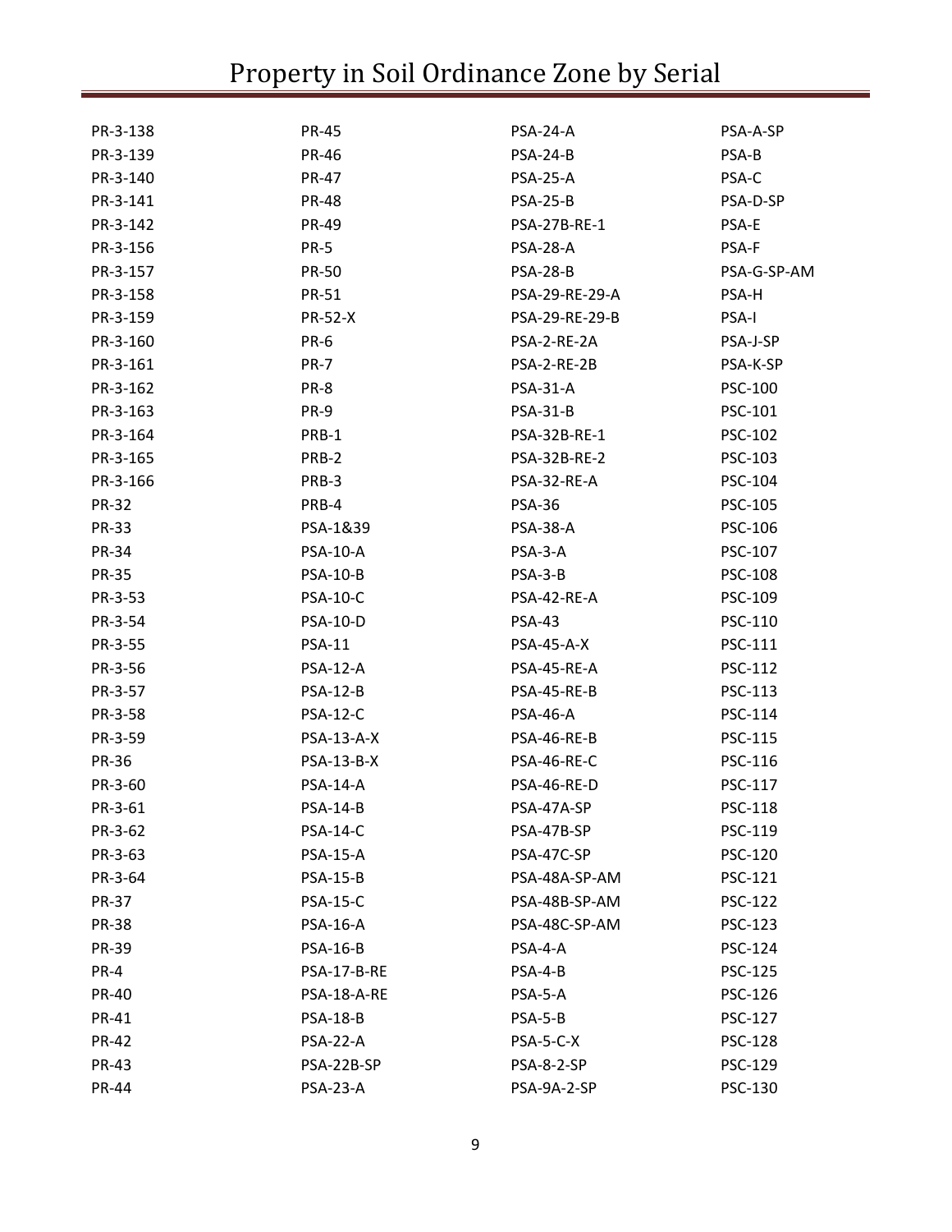# Property in Soil Ordinance Zone by Serial

PR-3-138
PR-3-139
PR-3-140
PR-3-141
PR-3-142
PR-3-156
PR-3-157
PR-3-158
PR-3-159
PR-3-160
PR-3-161
PR-3-162
PR-3-163
PR-3-164
PR-3-165
PR-3-166
PR-32
PR-33
PR-34
PR-35
PR-3-53
PR-3-54
PR-3-55
PR-3-56
PR-3-57
PR-3-58
PR-3-59
PR-36
PR-3-60
PR-3-61
PR-3-62
PR-3-63
PR-3-64
PR-37
PR-38
PR-39
PR-4
PR-40
PR-41
PR-42
PR-43
PR-44
PR-45
PR-46
PR-47
PR-48
PR-49
PR-5
PR-50
PR-51
PR-52-X
PR-6
PR-7
PR-8
PR-9
PRB-1
PRB-2
PRB-3
PRB-4
PSA-1&39
PSA-10-A
PSA-10-B
PSA-10-C
PSA-10-D
PSA-11
PSA-12-A
PSA-12-B
PSA-12-C
PSA-13-A-X
PSA-13-B-X
PSA-14-A
PSA-14-B
PSA-14-C
PSA-15-A
PSA-15-B
PSA-15-C
PSA-16-A
PSA-16-B
PSA-17-B-RE
PSA-18-A-RE
PSA-18-B
PSA-22-A
PSA-22B-SP
PSA-23-A
PSA-24-A
PSA-24-B
PSA-25-A
PSA-25-B
PSA-27B-RE-1
PSA-28-A
PSA-28-B
PSA-29-RE-29-A
PSA-29-RE-29-B
PSA-2-RE-2A
PSA-2-RE-2B
PSA-31-A
PSA-31-B
PSA-32B-RE-1
PSA-32B-RE-2
PSA-32-RE-A
PSA-36
PSA-38-A
PSA-3-A
PSA-3-B
PSA-42-RE-A
PSA-43
PSA-45-A-X
PSA-45-RE-A
PSA-45-RE-B
PSA-46-A
PSA-46-RE-B
PSA-46-RE-C
PSA-46-RE-D
PSA-47A-SP
PSA-47B-SP
PSA-47C-SP
PSA-48A-SP-AM
PSA-48B-SP-AM
PSA-48C-SP-AM
PSA-4-A
PSA-4-B
PSA-5-A
PSA-5-B
PSA-5-C-X
PSA-8-2-SP
PSA-9A-2-SP
PSA-A-SP
PSA-B
PSA-C
PSA-D-SP
PSA-E
PSA-F
PSA-G-SP-AM
PSA-H
PSA-I
PSA-J-SP
PSA-K-SP
PSC-100
PSC-101
PSC-102
PSC-103
PSC-104
PSC-105
PSC-106
PSC-107
PSC-108
PSC-109
PSC-110
PSC-111
PSC-112
PSC-113
PSC-114
PSC-115
PSC-116
PSC-117
PSC-118
PSC-119
PSC-120
PSC-121
PSC-122
PSC-123
PSC-124
PSC-125
PSC-126
PSC-127
PSC-128
PSC-129
PSC-130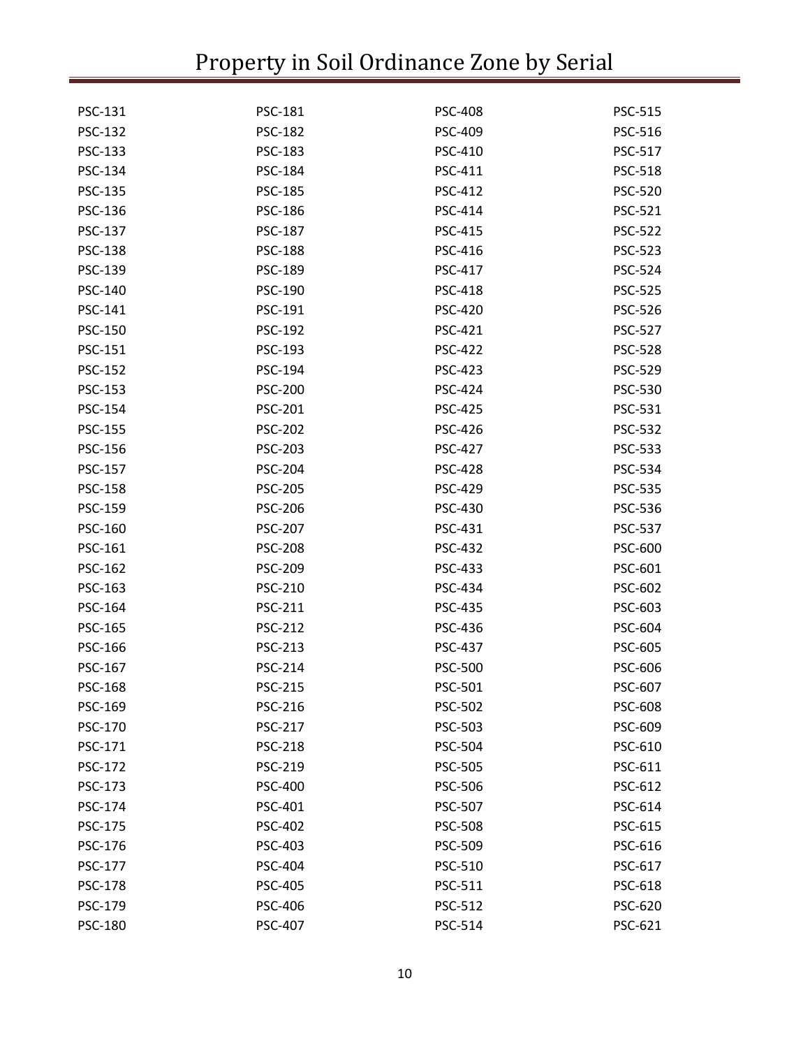# Property in Soil Ordinance Zone by Serial

PSC-131
PSC-132
PSC-133
PSC-134
PSC-135
PSC-136
PSC-137
PSC-138
PSC-139
PSC-140
PSC-141
PSC-150
PSC-151
PSC-152
PSC-153
PSC-154
PSC-155
PSC-156
PSC-157
PSC-158
PSC-159
PSC-160
PSC-161
PSC-162
PSC-163
PSC-164
PSC-165
PSC-166
PSC-167
PSC-168
PSC-169
PSC-170
PSC-171
PSC-172
PSC-173
PSC-174
PSC-175
PSC-176
PSC-177
PSC-178
PSC-179
PSC-180
PSC-181
PSC-182
PSC-183
PSC-184
PSC-185
PSC-186
PSC-187
PSC-188
PSC-189
PSC-190
PSC-191
PSC-192
PSC-193
PSC-194
PSC-200
PSC-201
PSC-202
PSC-203
PSC-204
PSC-205
PSC-206
PSC-207
PSC-208
PSC-209
PSC-210
PSC-211
PSC-212
PSC-213
PSC-214
PSC-215
PSC-216
PSC-217
PSC-218
PSC-219
PSC-400
PSC-401
PSC-402
PSC-403
PSC-404
PSC-405
PSC-406
PSC-407
PSC-408
PSC-409
PSC-410
PSC-411
PSC-412
PSC-414
PSC-415
PSC-416
PSC-417
PSC-418
PSC-420
PSC-421
PSC-422
PSC-423
PSC-424
PSC-425
PSC-426
PSC-427
PSC-428
PSC-429
PSC-430
PSC-431
PSC-432
PSC-433
PSC-434
PSC-435
PSC-436
PSC-437
PSC-500
PSC-501
PSC-502
PSC-503
PSC-504
PSC-505
PSC-506
PSC-507
PSC-508
PSC-509
PSC-510
PSC-511
PSC-512
PSC-514
PSC-515
PSC-516
PSC-517
PSC-518
PSC-520
PSC-521
PSC-522
PSC-523
PSC-524
PSC-525
PSC-526
PSC-527
PSC-528
PSC-529
PSC-530
PSC-531
PSC-532
PSC-533
PSC-534
PSC-535
PSC-536
PSC-537
PSC-600
PSC-601
PSC-602
PSC-603
PSC-604
PSC-605
PSC-606
PSC-607
PSC-608
PSC-609
PSC-610
PSC-611
PSC-612
PSC-614
PSC-615
PSC-616
PSC-617
PSC-618
PSC-620
PSC-621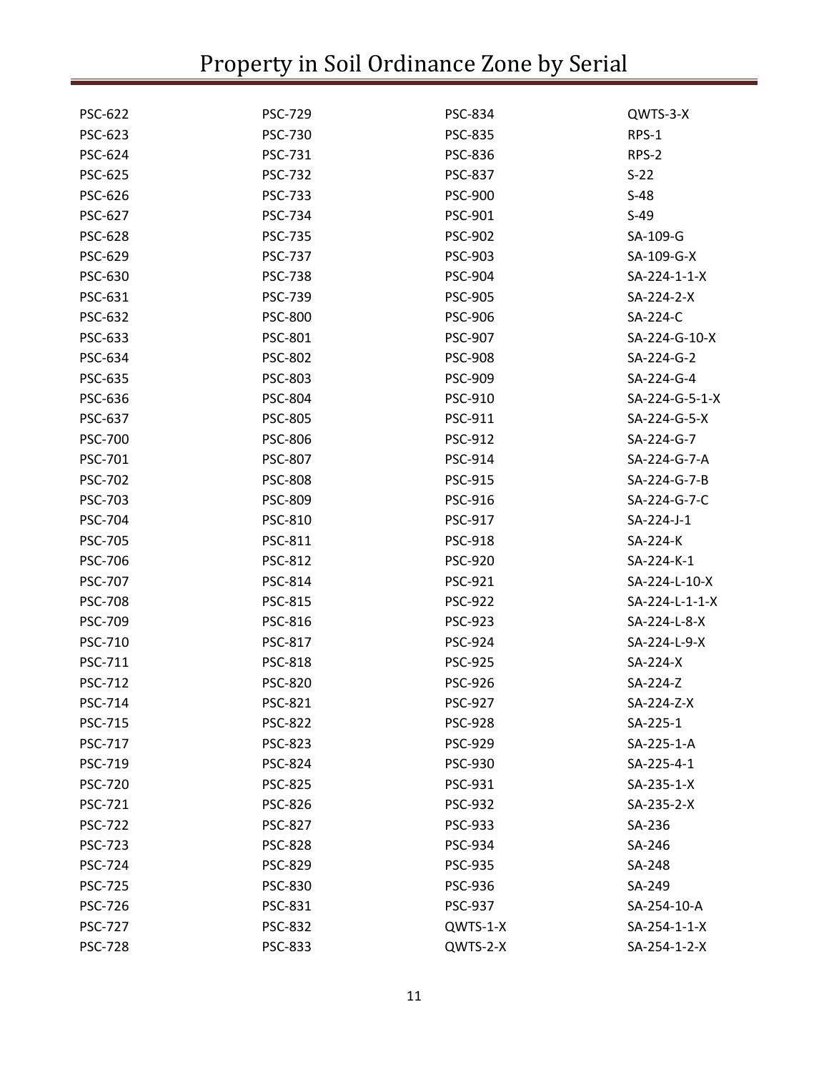# Property in Soil Ordinance Zone by Serial

PSC-622
PSC-623
PSC-624
PSC-625
PSC-626
PSC-627
PSC-628
PSC-629
PSC-630
PSC-631
PSC-632
PSC-633
PSC-634
PSC-635
PSC-636
PSC-637
PSC-700
PSC-701
PSC-702
PSC-703
PSC-704
PSC-705
PSC-706
PSC-707
PSC-708
PSC-709
PSC-710
PSC-711
PSC-712
PSC-714
PSC-715
PSC-717
PSC-719
PSC-720
PSC-721
PSC-722
PSC-723
PSC-724
PSC-725
PSC-726
PSC-727
PSC-728
PSC-729
PSC-730
PSC-731
PSC-732
PSC-733
PSC-734
PSC-735
PSC-737
PSC-738
PSC-739
PSC-800
PSC-801
PSC-802
PSC-803
PSC-804
PSC-805
PSC-806
PSC-807
PSC-808
PSC-809
PSC-810
PSC-811
PSC-812
PSC-814
PSC-815
PSC-816
PSC-817
PSC-818
PSC-820
PSC-821
PSC-822
PSC-823
PSC-824
PSC-825
PSC-826
PSC-827
PSC-828
PSC-829
PSC-830
PSC-831
PSC-832
PSC-833
PSC-834
PSC-835
PSC-836
PSC-837
PSC-900
PSC-901
PSC-902
PSC-903
PSC-904
PSC-905
PSC-906
PSC-907
PSC-908
PSC-909
PSC-910
PSC-911
PSC-912
PSC-914
PSC-915
PSC-916
PSC-917
PSC-918
PSC-920
PSC-921
PSC-922
PSC-923
PSC-924
PSC-925
PSC-926
PSC-927
PSC-928
PSC-929
PSC-930
PSC-931
PSC-932
PSC-933
PSC-934
PSC-935
PSC-936
PSC-937
QWTS-1-X
QWTS-2-X
QWTS-3-X
RPS-1
RPS-2
S-22
S-48
S-49
SA-109-G
SA-109-G-X
SA-224-1-1-X
SA-224-2-X
SA-224-C
SA-224-G-10-X
SA-224-G-2
SA-224-G-4
SA-224-G-5-1-X
SA-224-G-5-X
SA-224-G-7
SA-224-G-7-A
SA-224-G-7-B
SA-224-G-7-C
SA-224-J-1
SA-224-K
SA-224-K-1
SA-224-L-10-X
SA-224-L-1-1-X
SA-224-L-8-X
SA-224-L-9-X
SA-224-X
SA-224-Z
SA-224-Z-X
SA-225-1
SA-225-1-A
SA-225-4-1
SA-235-1-X
SA-235-2-X
SA-236
SA-246
SA-248
SA-249
SA-254-10-A
SA-254-1-1-X
SA-254-1-2-X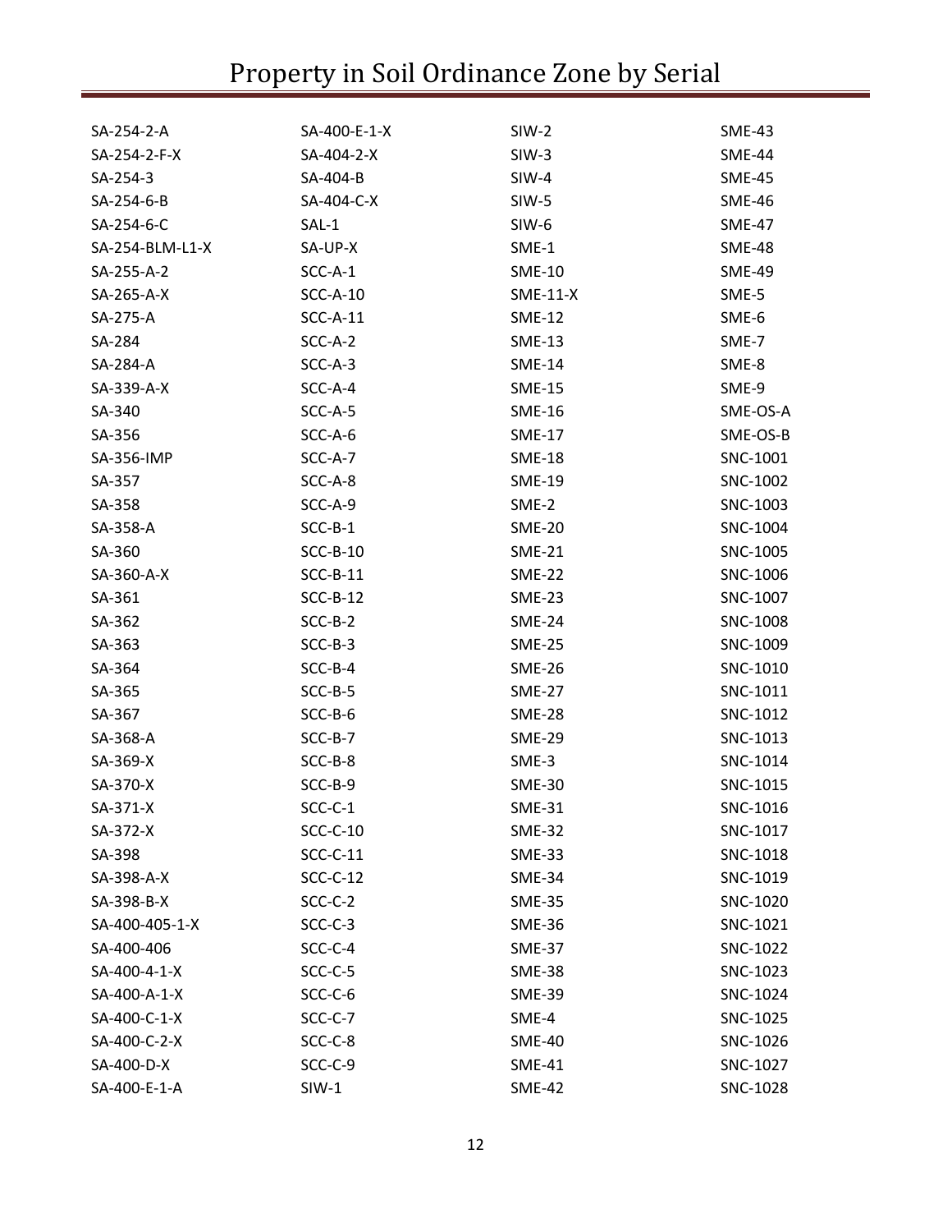# Property in Soil Ordinance Zone by Serial

SA-254-2-A
SA-254-2-F-X
SA-254-3
SA-254-6-B
SA-254-6-C
SA-254-BLM-L1-X
SA-255-A-2
SA-265-A-X
SA-275-A
SA-284
SA-284-A
SA-339-A-X
SA-340
SA-356
SA-356-IMP
SA-357
SA-358
SA-358-A
SA-360
SA-360-A-X
SA-361
SA-362
SA-363
SA-364
SA-365
SA-367
SA-368-A
SA-369-X
SA-370-X
SA-371-X
SA-372-X
SA-398
SA-398-A-X
SA-398-B-X
SA-400-405-1-X
SA-400-406
SA-400-4-1-X
SA-400-A-1-X
SA-400-C-1-X
SA-400-C-2-X
SA-400-D-X
SA-400-E-1-A
SA-400-E-1-X
SA-404-2-X
SA-404-B
SA-404-C-X
SAL-1
SA-UP-X
SCC-A-1
SCC-A-10
SCC-A-11
SCC-A-2
SCC-A-3
SCC-A-4
SCC-A-5
SCC-A-6
SCC-A-7
SCC-A-8
SCC-A-9
SCC-B-1
SCC-B-10
SCC-B-11
SCC-B-12
SCC-B-2
SCC-B-3
SCC-B-4
SCC-B-5
SCC-B-6
SCC-B-7
SCC-B-8
SCC-B-9
SCC-C-1
SCC-C-10
SCC-C-11
SCC-C-12
SCC-C-2
SCC-C-3
SCC-C-4
SCC-C-5
SCC-C-6
SCC-C-7
SCC-C-8
SCC-C-9
SIW-1
SIW-2
SIW-3
SIW-4
SIW-5
SIW-6
SME-1
SME-10
SME-11-X
SME-12
SME-13
SME-14
SME-15
SME-16
SME-17
SME-18
SME-19
SME-2
SME-20
SME-21
SME-22
SME-23
SME-24
SME-25
SME-26
SME-27
SME-28
SME-29
SME-3
SME-30
SME-31
SME-32
SME-33
SME-34
SME-35
SME-36
SME-37
SME-38
SME-39
SME-4
SME-40
SME-41
SME-42
SME-43
SME-44
SME-45
SME-46
SME-47
SME-48
SME-49
SME-5
SME-6
SME-7
SME-8
SME-9
SME-OS-A
SME-OS-B
SNC-1001
SNC-1002
SNC-1003
SNC-1004
SNC-1005
SNC-1006
SNC-1007
SNC-1008
SNC-1009
SNC-1010
SNC-1011
SNC-1012
SNC-1013
SNC-1014
SNC-1015
SNC-1016
SNC-1017
SNC-1018
SNC-1019
SNC-1020
SNC-1021
SNC-1022
SNC-1023
SNC-1024
SNC-1025
SNC-1026
SNC-1027
SNC-1028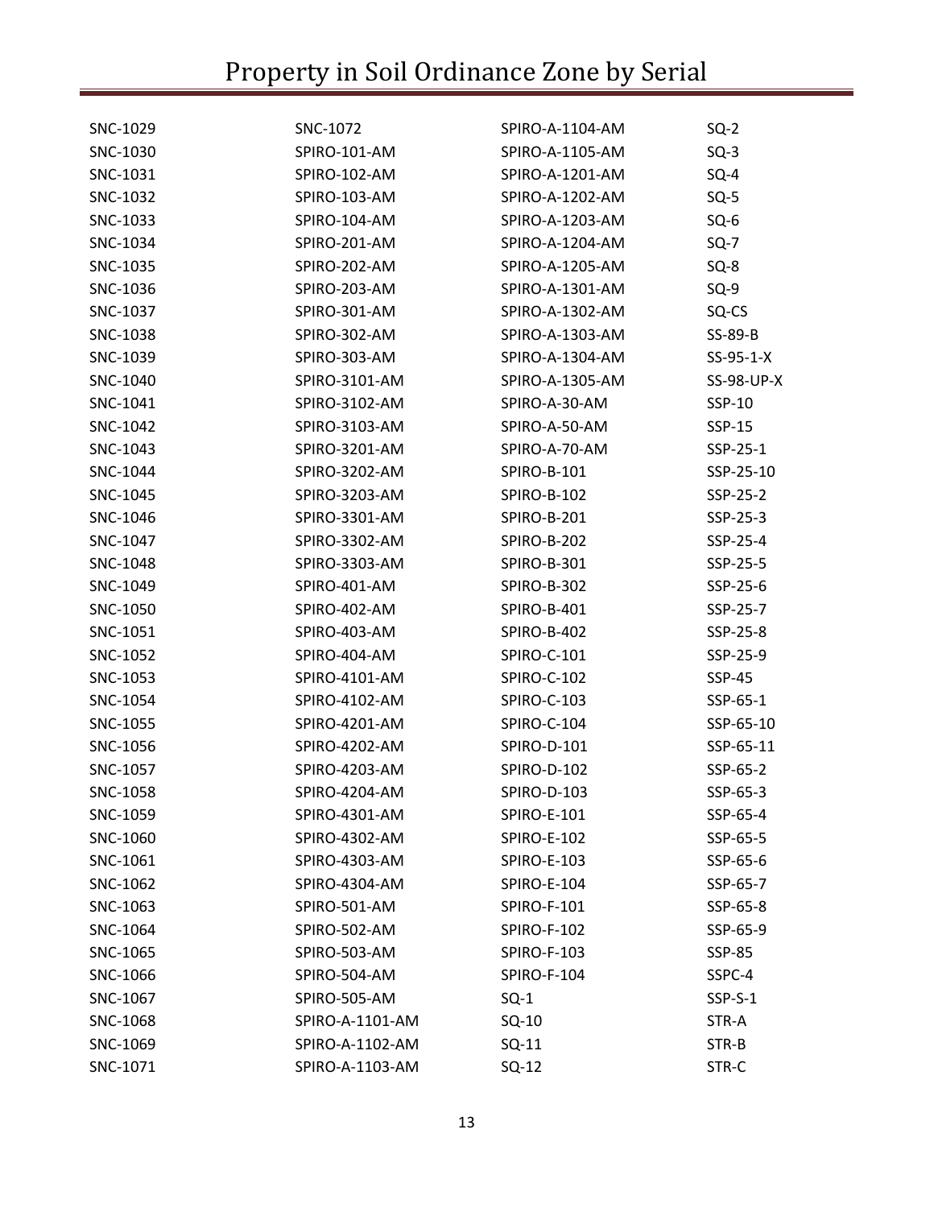# Property in Soil Ordinance Zone by Serial

SNC-1029
SNC-1030
SNC-1031
SNC-1032
SNC-1033
SNC-1034
SNC-1035
SNC-1036
SNC-1037
SNC-1038
SNC-1039
SNC-1040
SNC-1041
SNC-1042
SNC-1043
SNC-1044
SNC-1045
SNC-1046
SNC-1047
SNC-1048
SNC-1049
SNC-1050
SNC-1051
SNC-1052
SNC-1053
SNC-1054
SNC-1055
SNC-1056
SNC-1057
SNC-1058
SNC-1059
SNC-1060
SNC-1061
SNC-1062
SNC-1063
SNC-1064
SNC-1065
SNC-1066
SNC-1067
SNC-1068
SNC-1069
SNC-1071
SNC-1072
SPIRO-101-AM
SPIRO-102-AM
SPIRO-103-AM
SPIRO-104-AM
SPIRO-201-AM
SPIRO-202-AM
SPIRO-203-AM
SPIRO-301-AM
SPIRO-302-AM
SPIRO-303-AM
SPIRO-3101-AM
SPIRO-3102-AM
SPIRO-3103-AM
SPIRO-3201-AM
SPIRO-3202-AM
SPIRO-3203-AM
SPIRO-3301-AM
SPIRO-3302-AM
SPIRO-3303-AM
SPIRO-401-AM
SPIRO-402-AM
SPIRO-403-AM
SPIRO-404-AM
SPIRO-4101-AM
SPIRO-4102-AM
SPIRO-4201-AM
SPIRO-4202-AM
SPIRO-4203-AM
SPIRO-4204-AM
SPIRO-4301-AM
SPIRO-4302-AM
SPIRO-4303-AM
SPIRO-4304-AM
SPIRO-501-AM
SPIRO-502-AM
SPIRO-503-AM
SPIRO-504-AM
SPIRO-505-AM
SPIRO-A-1101-AM
SPIRO-A-1102-AM
SPIRO-A-1103-AM
SPIRO-A-1104-AM
SPIRO-A-1105-AM
SPIRO-A-1201-AM
SPIRO-A-1202-AM
SPIRO-A-1203-AM
SPIRO-A-1204-AM
SPIRO-A-1205-AM
SPIRO-A-1301-AM
SPIRO-A-1302-AM
SPIRO-A-1303-AM
SPIRO-A-1304-AM
SPIRO-A-1305-AM
SPIRO-A-30-AM
SPIRO-A-50-AM
SPIRO-A-70-AM
SPIRO-B-101
SPIRO-B-102
SPIRO-B-201
SPIRO-B-202
SPIRO-B-301
SPIRO-B-302
SPIRO-B-401
SPIRO-B-402
SPIRO-C-101
SPIRO-C-102
SPIRO-C-103
SPIRO-C-104
SPIRO-D-101
SPIRO-D-102
SPIRO-D-103
SPIRO-E-101
SPIRO-E-102
SPIRO-E-103
SPIRO-E-104
SPIRO-F-101
SPIRO-F-102
SPIRO-F-103
SPIRO-F-104
SQ-1
SQ-10
SQ-11
SQ-12
SQ-2
SQ-3
SQ-4
SQ-5
SQ-6
SQ-7
SQ-8
SQ-9
SQ-CS
SS-89-B
SS-95-1-X
SS-98-UP-X
SSP-10
SSP-15
SSP-25-1
SSP-25-10
SSP-25-2
SSP-25-3
SSP-25-4
SSP-25-5
SSP-25-6
SSP-25-7
SSP-25-8
SSP-25-9
SSP-45
SSP-65-1
SSP-65-10
SSP-65-11
SSP-65-2
SSP-65-3
SSP-65-4
SSP-65-5
SSP-65-6
SSP-65-7
SSP-65-8
SSP-65-9
SSP-85
SSPC-4
SSP-S-1
STR-A
STR-B
STR-C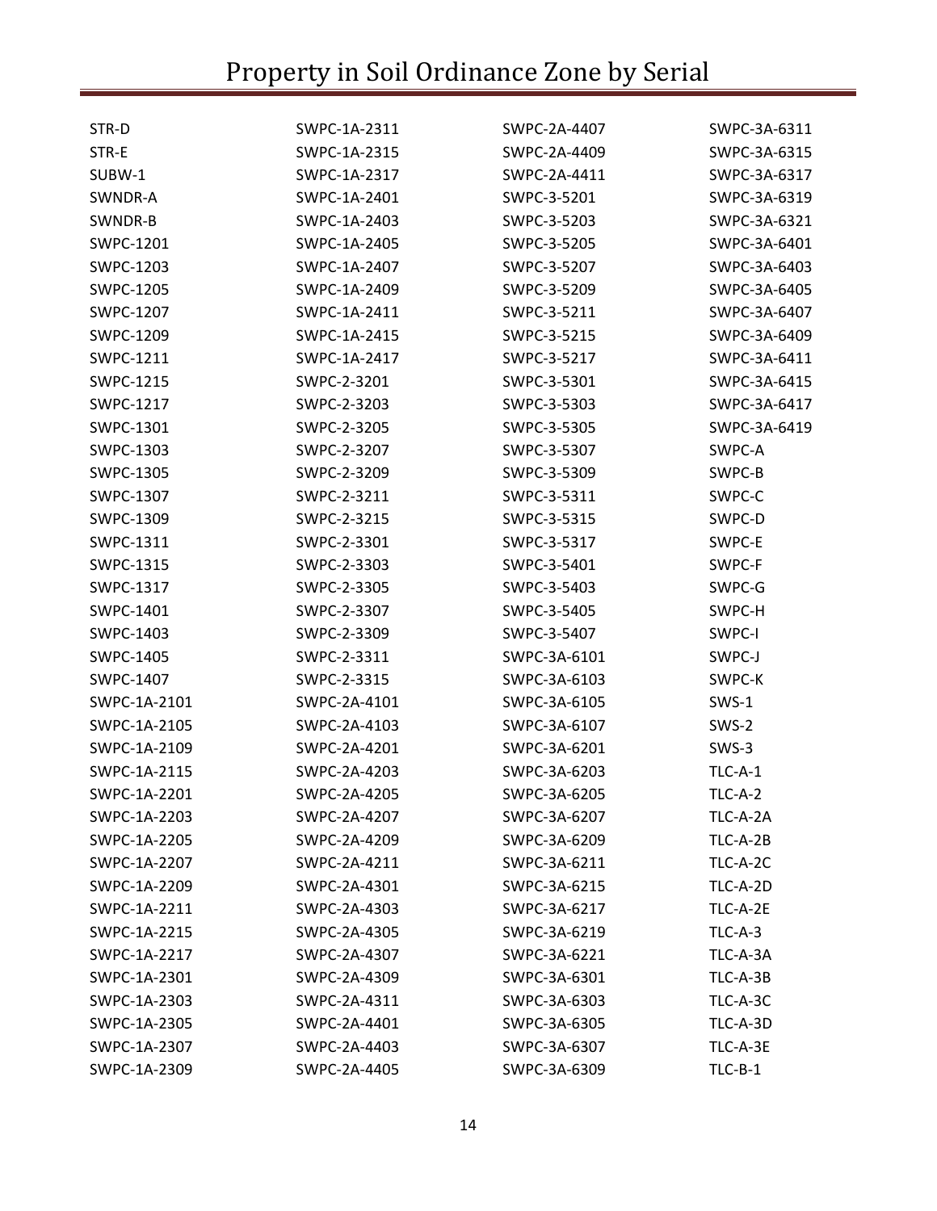# Property in Soil Ordinance Zone by Serial

STR-D
STR-E
SUBW-1
SWNDR-A
SWNDR-B
SWPC-1201
SWPC-1203
SWPC-1205
SWPC-1207
SWPC-1209
SWPC-1211
SWPC-1215
SWPC-1217
SWPC-1301
SWPC-1303
SWPC-1305
SWPC-1307
SWPC-1309
SWPC-1311
SWPC-1315
SWPC-1317
SWPC-1401
SWPC-1403
SWPC-1405
SWPC-1407
SWPC-1A-2101
SWPC-1A-2105
SWPC-1A-2109
SWPC-1A-2115
SWPC-1A-2201
SWPC-1A-2203
SWPC-1A-2205
SWPC-1A-2207
SWPC-1A-2209
SWPC-1A-2211
SWPC-1A-2215
SWPC-1A-2217
SWPC-1A-2301
SWPC-1A-2303
SWPC-1A-2305
SWPC-1A-2307
SWPC-1A-2309
SWPC-1A-2311
SWPC-1A-2315
SWPC-1A-2317
SWPC-1A-2401
SWPC-1A-2403
SWPC-1A-2405
SWPC-1A-2407
SWPC-1A-2409
SWPC-1A-2411
SWPC-1A-2415
SWPC-1A-2417
SWPC-2-3201
SWPC-2-3203
SWPC-2-3205
SWPC-2-3207
SWPC-2-3209
SWPC-2-3211
SWPC-2-3215
SWPC-2-3301
SWPC-2-3303
SWPC-2-3305
SWPC-2-3307
SWPC-2-3309
SWPC-2-3311
SWPC-2-3315
SWPC-2A-4101
SWPC-2A-4103
SWPC-2A-4201
SWPC-2A-4203
SWPC-2A-4205
SWPC-2A-4207
SWPC-2A-4209
SWPC-2A-4211
SWPC-2A-4301
SWPC-2A-4303
SWPC-2A-4305
SWPC-2A-4307
SWPC-2A-4309
SWPC-2A-4311
SWPC-2A-4401
SWPC-2A-4403
SWPC-2A-4405
SWPC-2A-4407
SWPC-2A-4409
SWPC-2A-4411
SWPC-3-5201
SWPC-3-5203
SWPC-3-5205
SWPC-3-5207
SWPC-3-5209
SWPC-3-5211
SWPC-3-5215
SWPC-3-5217
SWPC-3-5301
SWPC-3-5303
SWPC-3-5305
SWPC-3-5307
SWPC-3-5309
SWPC-3-5311
SWPC-3-5315
SWPC-3-5317
SWPC-3-5401
SWPC-3-5403
SWPC-3-5405
SWPC-3-5407
SWPC-3A-6101
SWPC-3A-6103
SWPC-3A-6105
SWPC-3A-6107
SWPC-3A-6201
SWPC-3A-6203
SWPC-3A-6205
SWPC-3A-6207
SWPC-3A-6209
SWPC-3A-6211
SWPC-3A-6215
SWPC-3A-6217
SWPC-3A-6219
SWPC-3A-6221
SWPC-3A-6301
SWPC-3A-6303
SWPC-3A-6305
SWPC-3A-6307
SWPC-3A-6309
SWPC-3A-6311
SWPC-3A-6315
SWPC-3A-6317
SWPC-3A-6319
SWPC-3A-6321
SWPC-3A-6401
SWPC-3A-6403
SWPC-3A-6405
SWPC-3A-6407
SWPC-3A-6409
SWPC-3A-6411
SWPC-3A-6415
SWPC-3A-6417
SWPC-3A-6419
SWPC-A
SWPC-B
SWPC-C
SWPC-D
SWPC-E
SWPC-F
SWPC-G
SWPC-H
SWPC-I
SWPC-J
SWPC-K
SWS-1
SWS-2
SWS-3
TLC-A-1
TLC-A-2
TLC-A-2A
TLC-A-2B
TLC-A-2C
TLC-A-2D
TLC-A-2E
TLC-A-3
TLC-A-3A
TLC-A-3B
TLC-A-3C
TLC-A-3D
TLC-A-3E
TLC-B-1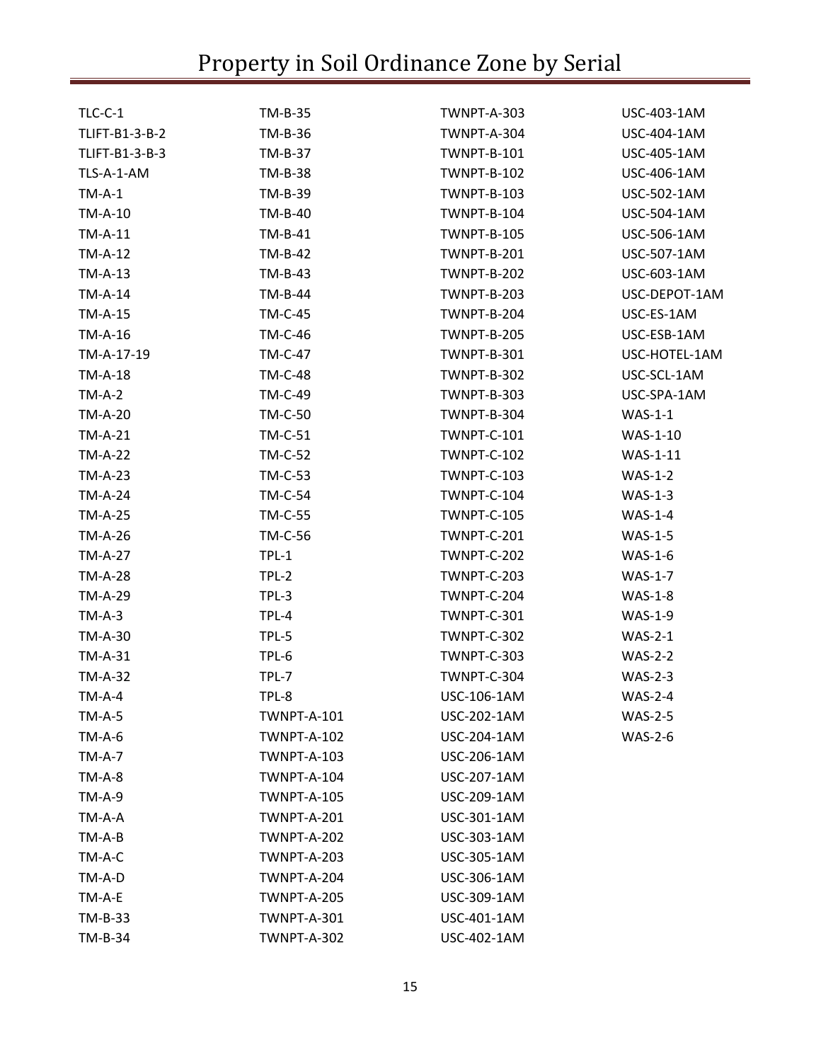# Property in Soil Ordinance Zone by Serial

TLC-C-1
TLIFT-B1-3-B-2
TLIFT-B1-3-B-3
TLS-A-1-AM
TM-A-1
TM-A-10
TM-A-11
TM-A-12
TM-A-13
TM-A-14
TM-A-15
TM-A-16
TM-A-17-19
TM-A-18
TM-A-2
TM-A-20
TM-A-21
TM-A-22
TM-A-23
TM-A-24
TM-A-25
TM-A-26
TM-A-27
TM-A-28
TM-A-29
TM-A-3
TM-A-30
TM-A-31
TM-A-32
TM-A-4
TM-A-5
TM-A-6
TM-A-7
TM-A-8
TM-A-9
TM-A-A
TM-A-B
TM-A-C
TM-A-D
TM-A-E
TM-B-33
TM-B-34
TM-B-35
TM-B-36
TM-B-37
TM-B-38
TM-B-39
TM-B-40
TM-B-41
TM-B-42
TM-B-43
TM-B-44
TM-C-45
TM-C-46
TM-C-47
TM-C-48
TM-C-49
TM-C-50
TM-C-51
TM-C-52
TM-C-53
TM-C-54
TM-C-55
TM-C-56
TPL-1
TPL-2
TPL-3
TPL-4
TPL-5
TPL-6
TPL-7
TPL-8
TWNPT-A-101
TWNPT-A-102
TWNPT-A-103
TWNPT-A-104
TWNPT-A-105
TWNPT-A-201
TWNPT-A-202
TWNPT-A-203
TWNPT-A-204
TWNPT-A-205
TWNPT-A-301
TWNPT-A-302
TWNPT-A-303
TWNPT-A-304
TWNPT-B-101
TWNPT-B-102
TWNPT-B-103
TWNPT-B-104
TWNPT-B-105
TWNPT-B-201
TWNPT-B-202
TWNPT-B-203
TWNPT-B-204
TWNPT-B-205
TWNPT-B-301
TWNPT-B-302
TWNPT-B-303
TWNPT-B-304
TWNPT-C-101
TWNPT-C-102
TWNPT-C-103
TWNPT-C-104
TWNPT-C-105
TWNPT-C-201
TWNPT-C-202
TWNPT-C-203
TWNPT-C-204
TWNPT-C-301
TWNPT-C-302
TWNPT-C-303
TWNPT-C-304
USC-106-1AM
USC-202-1AM
USC-204-1AM
USC-206-1AM
USC-207-1AM
USC-209-1AM
USC-301-1AM
USC-303-1AM
USC-305-1AM
USC-306-1AM
USC-309-1AM
USC-401-1AM
USC-402-1AM
USC-403-1AM
USC-404-1AM
USC-405-1AM
USC-406-1AM
USC-502-1AM
USC-504-1AM
USC-506-1AM
USC-507-1AM
USC-603-1AM
USC-DEPOT-1AM
USC-ES-1AM
USC-ESB-1AM
USC-HOTEL-1AM
USC-SCL-1AM
USC-SPA-1AM
WAS-1-1
WAS-1-10
WAS-1-11
WAS-1-2
WAS-1-3
WAS-1-4
WAS-1-5
WAS-1-6
WAS-1-7
WAS-1-8
WAS-1-9
WAS-2-1
WAS-2-2
WAS-2-3
WAS-2-4
WAS-2-5
WAS-2-6